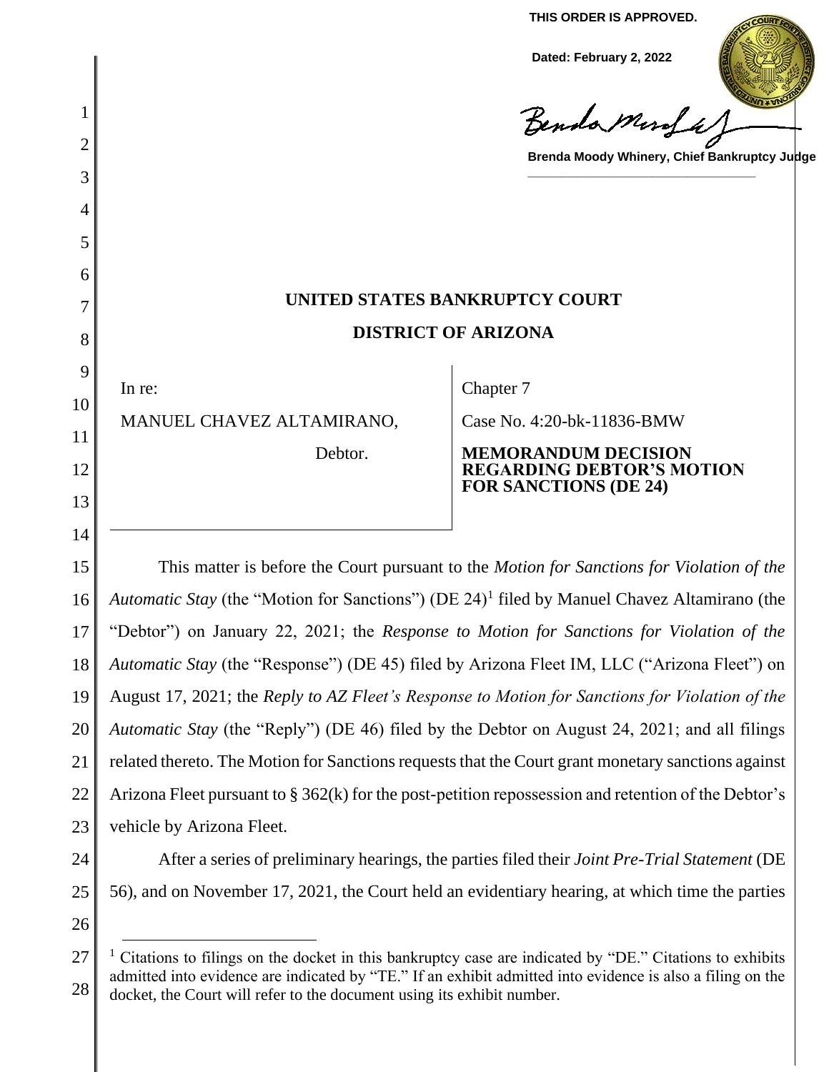**THIS ORDER IS APPROVED.**

**Dated: February 2, 2022**

**Brenda Moody Whinery, Chief Bankruptcy Judge**

# UNITED STATES BANKRUPTCY COURT

# DISTRICT OF ARIZONA

| | |
|---|---|
| In re:<br><br>MANUEL CHAVEZ ALTAMIRANO,<br><br>Debtor. | Chapter 7<br><br>Case No. 4:20-bk-11836-BMW<br><br>**MEMORANDUM DECISION REGARDING DEBTOR'S MOTION FOR SANCTIONS (DE 24)** |

This matter is before the Court pursuant to the *Motion for Sanctions for Violation of the Automatic Stay* (the "Motion for Sanctions") (DE 24)[1] filed by Manuel Chavez Altamirano (the "Debtor") on January 22, 2021; the *Response to Motion for Sanctions for Violation of the Automatic Stay* (the "Response") (DE 45) filed by Arizona Fleet IM, LLC ("Arizona Fleet") on August 17, 2021; the *Reply to AZ Fleet's Response to Motion for Sanctions for Violation of the Automatic Stay* (the "Reply") (DE 46) filed by the Debtor on August 24, 2021; and all filings related thereto. The Motion for Sanctions requests that the Court grant monetary sanctions against Arizona Fleet pursuant to § 362(k) for the post-petition repossession and retention of the Debtor's vehicle by Arizona Fleet.

After a series of preliminary hearings, the parties filed their *Joint Pre-Trial Statement* (DE 56), and on November 17, 2021, the Court held an evidentiary hearing, at which time the parties

---

[1] Citations to filings on the docket in this bankruptcy case are indicated by "DE." Citations to exhibits admitted into evidence are indicated by "TE." If an exhibit admitted into evidence is also a filing on the docket, the Court will refer to the document using its exhibit number.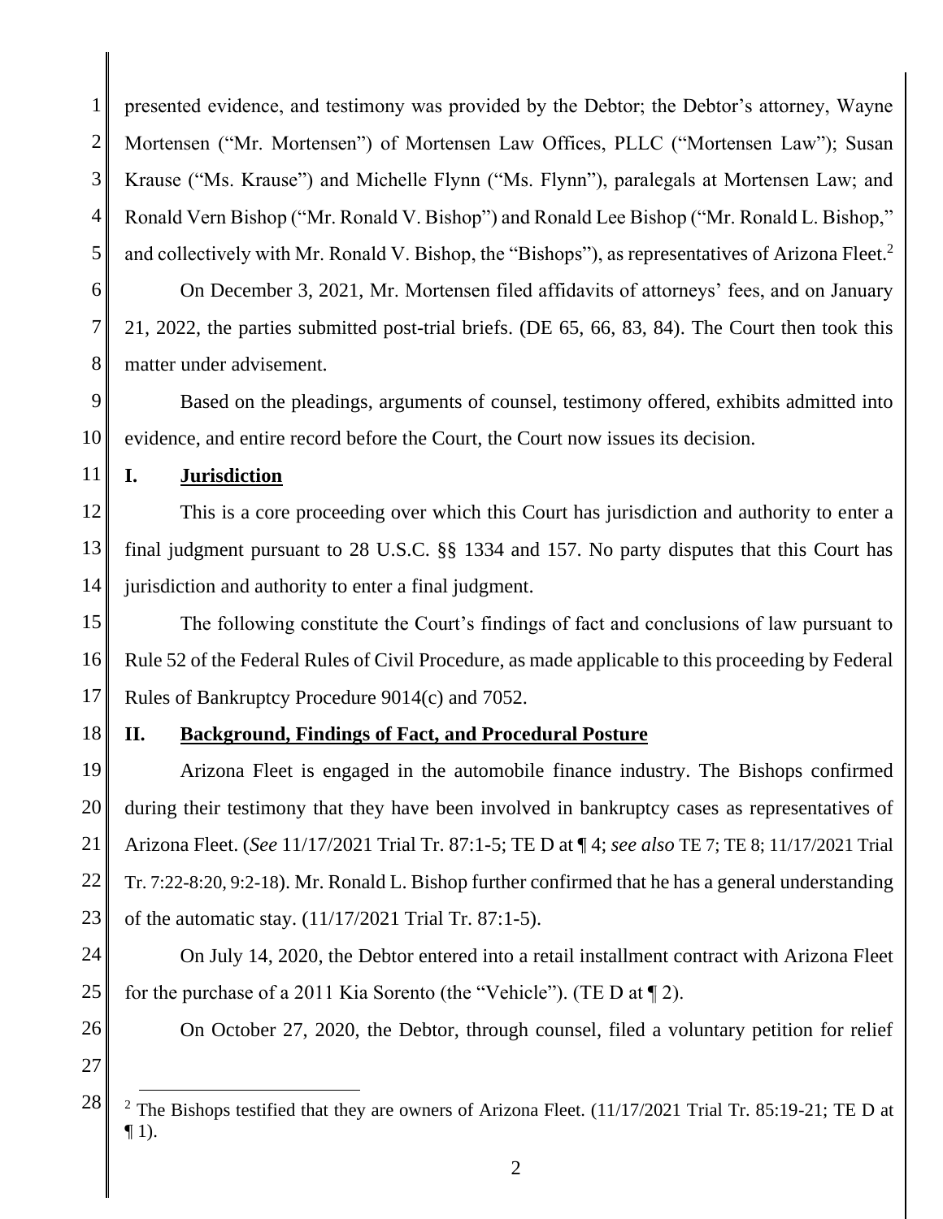presented evidence, and testimony was provided by the Debtor; the Debtor's attorney, Wayne Mortensen ("Mr. Mortensen") of Mortensen Law Offices, PLLC ("Mortensen Law"); Susan Krause ("Ms. Krause") and Michelle Flynn ("Ms. Flynn"), paralegals at Mortensen Law; and Ronald Vern Bishop ("Mr. Ronald V. Bishop") and Ronald Lee Bishop ("Mr. Ronald L. Bishop," and collectively with Mr. Ronald V. Bishop, the "Bishops"), as representatives of Arizona Fleet.[2]

On December 3, 2021, Mr. Mortensen filed affidavits of attorneys' fees, and on January 21, 2022, the parties submitted post-trial briefs. (DE 65, 66, 83, 84). The Court then took this matter under advisement.

Based on the pleadings, arguments of counsel, testimony offered, exhibits admitted into evidence, and entire record before the Court, the Court now issues its decision.

## I. Jurisdiction

This is a core proceeding over which this Court has jurisdiction and authority to enter a final judgment pursuant to 28 U.S.C. §§ 1334 and 157. No party disputes that this Court has jurisdiction and authority to enter a final judgment.

The following constitute the Court's findings of fact and conclusions of law pursuant to Rule 52 of the Federal Rules of Civil Procedure, as made applicable to this proceeding by Federal Rules of Bankruptcy Procedure 9014(c) and 7052.

## II. Background, Findings of Fact, and Procedural Posture

Arizona Fleet is engaged in the automobile finance industry. The Bishops confirmed during their testimony that they have been involved in bankruptcy cases as representatives of Arizona Fleet. (*See* 11/17/2021 Trial Tr. 87:1-5; TE D at ¶ 4; *see also* TE 7; TE 8; 11/17/2021 Trial Tr. 7:22-8:20, 9:2-18). Mr. Ronald L. Bishop further confirmed that he has a general understanding of the automatic stay. (11/17/2021 Trial Tr. 87:1-5).

On July 14, 2020, the Debtor entered into a retail installment contract with Arizona Fleet for the purchase of a 2011 Kia Sorento (the "Vehicle"). (TE D at ¶ 2).

On October 27, 2020, the Debtor, through counsel, filed a voluntary petition for relief

[2] The Bishops testified that they are owners of Arizona Fleet. (11/17/2021 Trial Tr. 85:19-21; TE D at ¶ 1).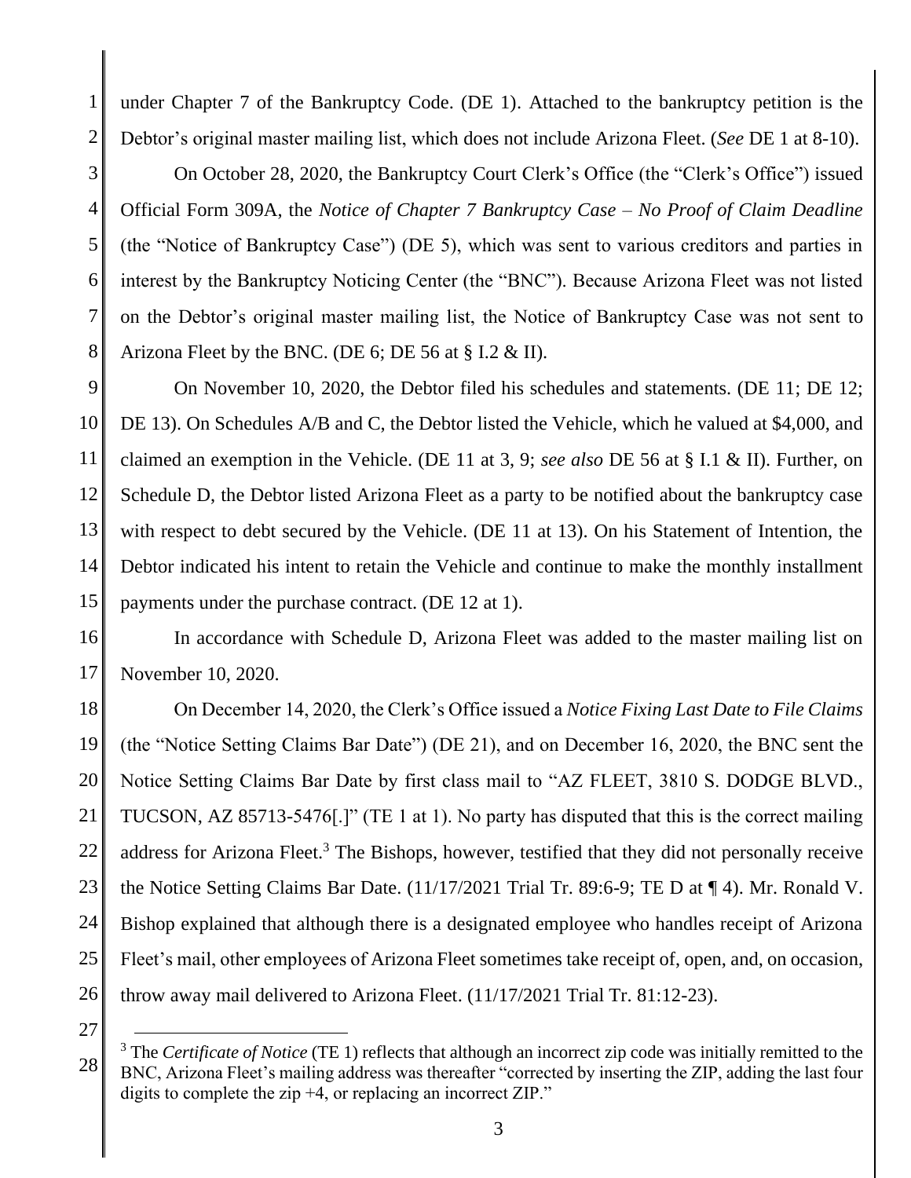under Chapter 7 of the Bankruptcy Code. (DE 1). Attached to the bankruptcy petition is the Debtor's original master mailing list, which does not include Arizona Fleet. (*See* DE 1 at 8-10).

On October 28, 2020, the Bankruptcy Court Clerk's Office (the "Clerk's Office") issued Official Form 309A, the *Notice of Chapter 7 Bankruptcy Case – No Proof of Claim Deadline* (the "Notice of Bankruptcy Case") (DE 5), which was sent to various creditors and parties in interest by the Bankruptcy Noticing Center (the "BNC"). Because Arizona Fleet was not listed on the Debtor's original master mailing list, the Notice of Bankruptcy Case was not sent to Arizona Fleet by the BNC. (DE 6; DE 56 at § I.2 & II).

On November 10, 2020, the Debtor filed his schedules and statements. (DE 11; DE 12; DE 13). On Schedules A/B and C, the Debtor listed the Vehicle, which he valued at $4,000, and claimed an exemption in the Vehicle. (DE 11 at 3, 9; *see also* DE 56 at § I.1 & II). Further, on Schedule D, the Debtor listed Arizona Fleet as a party to be notified about the bankruptcy case with respect to debt secured by the Vehicle. (DE 11 at 13). On his Statement of Intention, the Debtor indicated his intent to retain the Vehicle and continue to make the monthly installment payments under the purchase contract. (DE 12 at 1).

In accordance with Schedule D, Arizona Fleet was added to the master mailing list on November 10, 2020.

On December 14, 2020, the Clerk's Office issued a *Notice Fixing Last Date to File Claims* (the "Notice Setting Claims Bar Date") (DE 21), and on December 16, 2020, the BNC sent the Notice Setting Claims Bar Date by first class mail to "AZ FLEET, 3810 S. DODGE BLVD., TUCSON, AZ 85713-5476[.]" (TE 1 at 1). No party has disputed that this is the correct mailing address for Arizona Fleet.[3] The Bishops, however, testified that they did not personally receive the Notice Setting Claims Bar Date. (11/17/2021 Trial Tr. 89:6-9; TE D at ¶ 4). Mr. Ronald V. Bishop explained that although there is a designated employee who handles receipt of Arizona Fleet's mail, other employees of Arizona Fleet sometimes take receipt of, open, and, on occasion, throw away mail delivered to Arizona Fleet. (11/17/2021 Trial Tr. 81:12-23).

[3] The *Certificate of Notice* (TE 1) reflects that although an incorrect zip code was initially remitted to the BNC, Arizona Fleet's mailing address was thereafter "corrected by inserting the ZIP, adding the last four digits to complete the zip +4, or replacing an incorrect ZIP."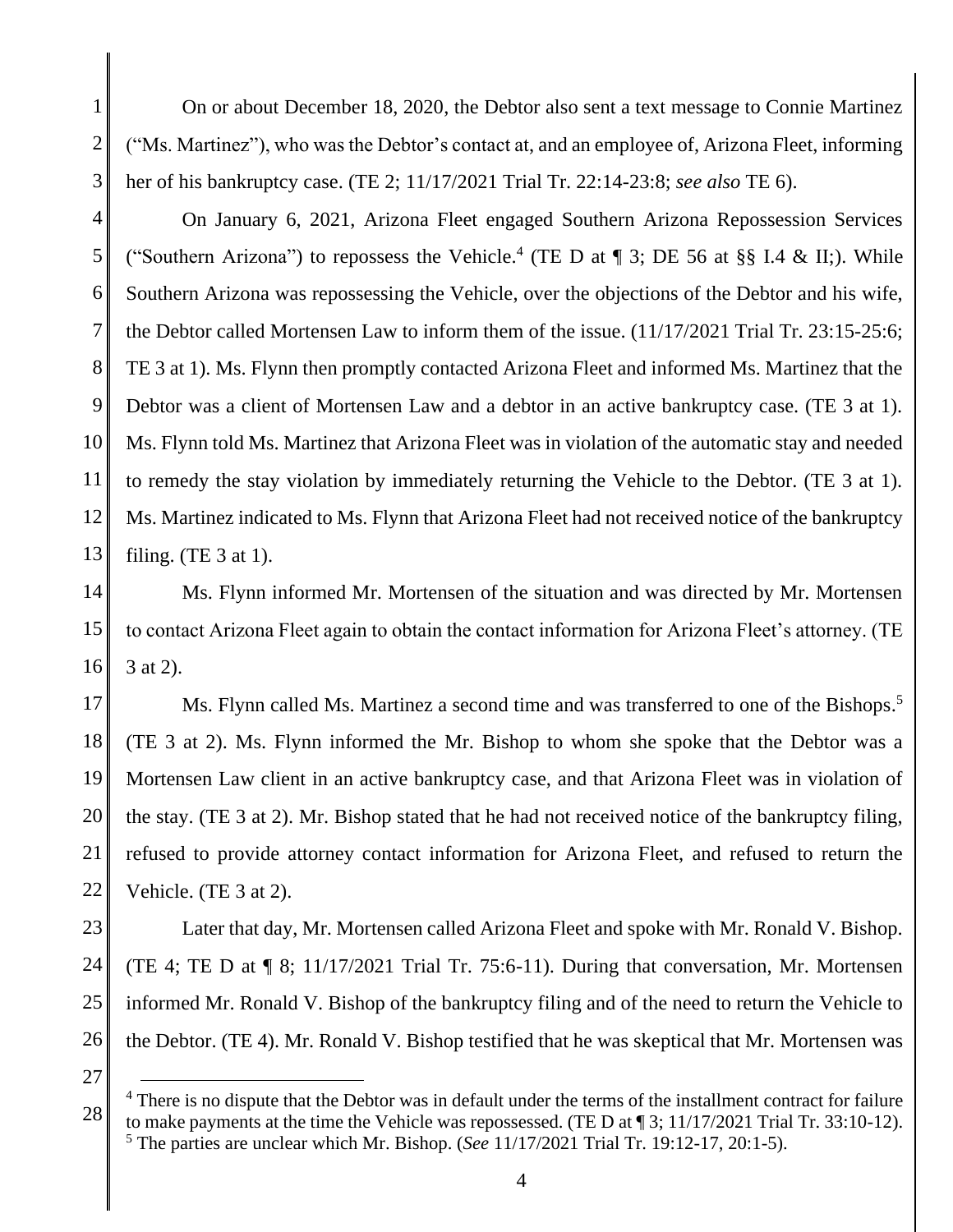On or about December 18, 2020, the Debtor also sent a text message to Connie Martinez ("Ms. Martinez"), who was the Debtor's contact at, and an employee of, Arizona Fleet, informing her of his bankruptcy case. (TE 2; 11/17/2021 Trial Tr. 22:14-23:8; *see also* TE 6).

On January 6, 2021, Arizona Fleet engaged Southern Arizona Repossession Services ("Southern Arizona") to repossess the Vehicle.[4] (TE D at ¶ 3; DE 56 at §§ I.4 & II;). While Southern Arizona was repossessing the Vehicle, over the objections of the Debtor and his wife, the Debtor called Mortensen Law to inform them of the issue. (11/17/2021 Trial Tr. 23:15-25:6; TE 3 at 1). Ms. Flynn then promptly contacted Arizona Fleet and informed Ms. Martinez that the Debtor was a client of Mortensen Law and a debtor in an active bankruptcy case. (TE 3 at 1). Ms. Flynn told Ms. Martinez that Arizona Fleet was in violation of the automatic stay and needed to remedy the stay violation by immediately returning the Vehicle to the Debtor. (TE 3 at 1). Ms. Martinez indicated to Ms. Flynn that Arizona Fleet had not received notice of the bankruptcy filing. (TE 3 at 1).

Ms. Flynn informed Mr. Mortensen of the situation and was directed by Mr. Mortensen to contact Arizona Fleet again to obtain the contact information for Arizona Fleet's attorney. (TE 3 at 2).

Ms. Flynn called Ms. Martinez a second time and was transferred to one of the Bishops.[5] (TE 3 at 2). Ms. Flynn informed the Mr. Bishop to whom she spoke that the Debtor was a Mortensen Law client in an active bankruptcy case, and that Arizona Fleet was in violation of the stay. (TE 3 at 2). Mr. Bishop stated that he had not received notice of the bankruptcy filing, refused to provide attorney contact information for Arizona Fleet, and refused to return the Vehicle. (TE 3 at 2).

Later that day, Mr. Mortensen called Arizona Fleet and spoke with Mr. Ronald V. Bishop. (TE 4; TE D at ¶ 8; 11/17/2021 Trial Tr. 75:6-11). During that conversation, Mr. Mortensen informed Mr. Ronald V. Bishop of the bankruptcy filing and of the need to return the Vehicle to the Debtor. (TE 4). Mr. Ronald V. Bishop testified that he was skeptical that Mr. Mortensen was

---

[4] There is no dispute that the Debtor was in default under the terms of the installment contract for failure to make payments at the time the Vehicle was repossessed. (TE D at ¶ 3; 11/17/2021 Trial Tr. 33:10-12).

[5] The parties are unclear which Mr. Bishop. (*See* 11/17/2021 Trial Tr. 19:12-17, 20:1-5).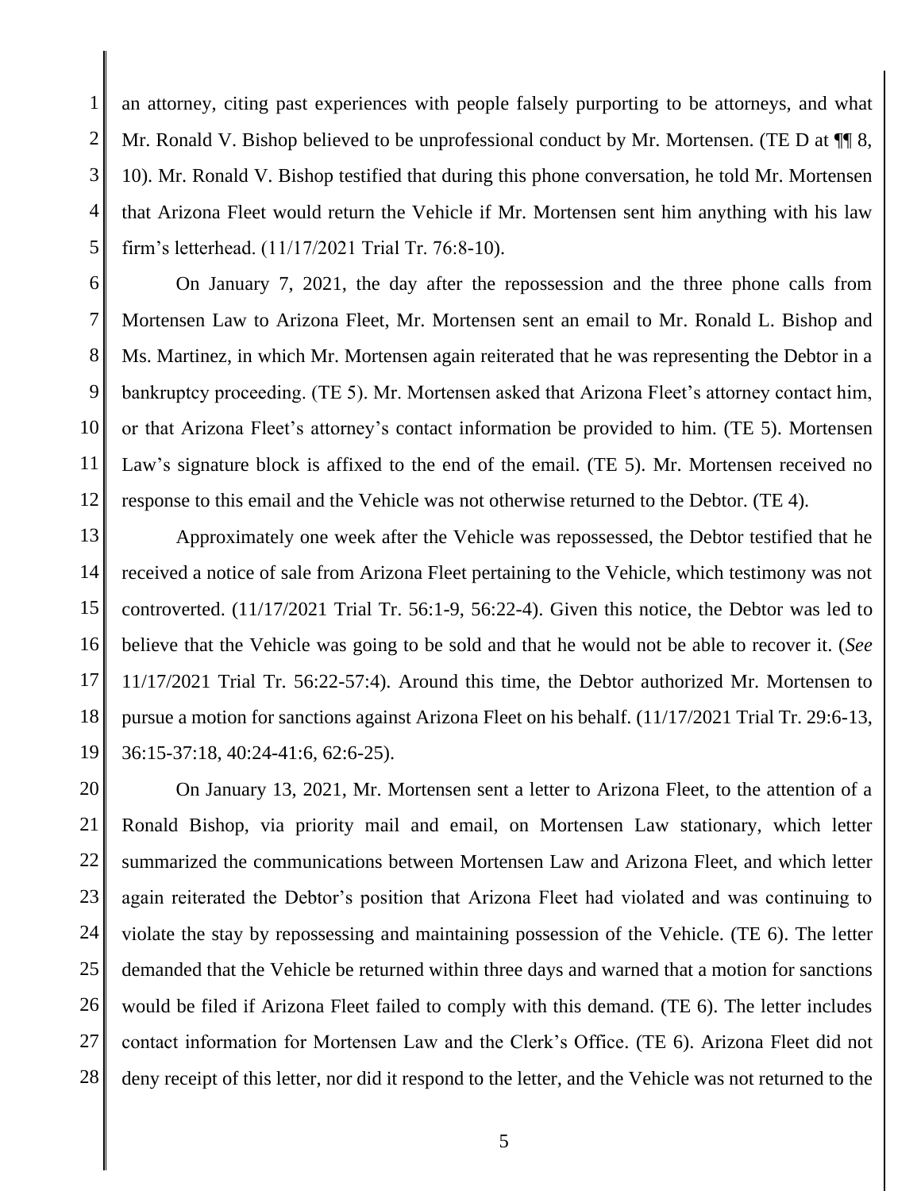an attorney, citing past experiences with people falsely purporting to be attorneys, and what Mr. Ronald V. Bishop believed to be unprofessional conduct by Mr. Mortensen. (TE D at ¶¶ 8, 10). Mr. Ronald V. Bishop testified that during this phone conversation, he told Mr. Mortensen that Arizona Fleet would return the Vehicle if Mr. Mortensen sent him anything with his law firm's letterhead. (11/17/2021 Trial Tr. 76:8-10).

On January 7, 2021, the day after the repossession and the three phone calls from Mortensen Law to Arizona Fleet, Mr. Mortensen sent an email to Mr. Ronald L. Bishop and Ms. Martinez, in which Mr. Mortensen again reiterated that he was representing the Debtor in a bankruptcy proceeding. (TE 5). Mr. Mortensen asked that Arizona Fleet's attorney contact him, or that Arizona Fleet's attorney's contact information be provided to him. (TE 5). Mortensen Law's signature block is affixed to the end of the email. (TE 5). Mr. Mortensen received no response to this email and the Vehicle was not otherwise returned to the Debtor. (TE 4).

Approximately one week after the Vehicle was repossessed, the Debtor testified that he received a notice of sale from Arizona Fleet pertaining to the Vehicle, which testimony was not controverted. (11/17/2021 Trial Tr. 56:1-9, 56:22-4). Given this notice, the Debtor was led to believe that the Vehicle was going to be sold and that he would not be able to recover it. (*See* 11/17/2021 Trial Tr. 56:22-57:4). Around this time, the Debtor authorized Mr. Mortensen to pursue a motion for sanctions against Arizona Fleet on his behalf. (11/17/2021 Trial Tr. 29:6-13, 36:15-37:18, 40:24-41:6, 62:6-25).

On January 13, 2021, Mr. Mortensen sent a letter to Arizona Fleet, to the attention of a Ronald Bishop, via priority mail and email, on Mortensen Law stationary, which letter summarized the communications between Mortensen Law and Arizona Fleet, and which letter again reiterated the Debtor's position that Arizona Fleet had violated and was continuing to violate the stay by repossessing and maintaining possession of the Vehicle. (TE 6). The letter demanded that the Vehicle be returned within three days and warned that a motion for sanctions would be filed if Arizona Fleet failed to comply with this demand. (TE 6). The letter includes contact information for Mortensen Law and the Clerk's Office. (TE 6). Arizona Fleet did not deny receipt of this letter, nor did it respond to the letter, and the Vehicle was not returned to the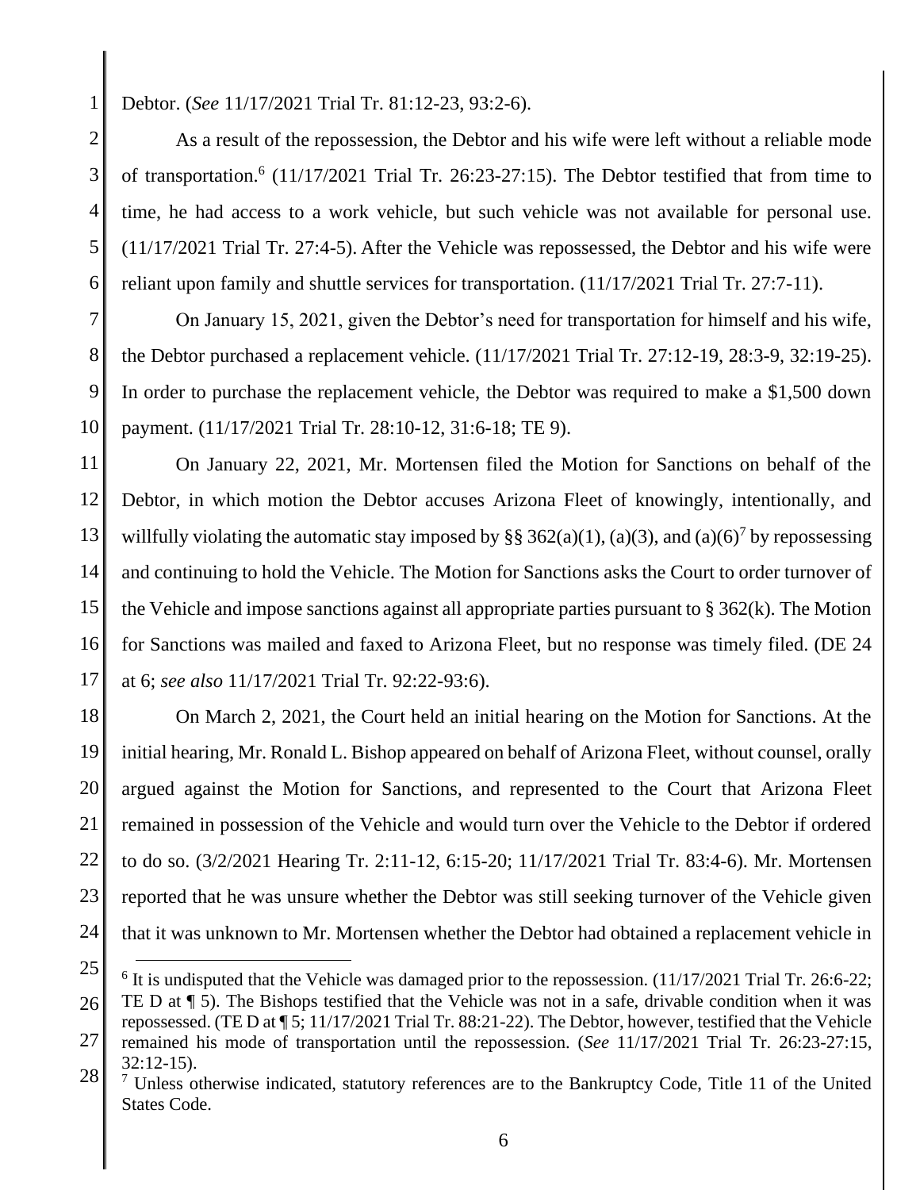Debtor. (*See* 11/17/2021 Trial Tr. 81:12-23, 93:2-6).

As a result of the repossession, the Debtor and his wife were left without a reliable mode of transportation.[6] (11/17/2021 Trial Tr. 26:23-27:15). The Debtor testified that from time to time, he had access to a work vehicle, but such vehicle was not available for personal use. (11/17/2021 Trial Tr. 27:4-5). After the Vehicle was repossessed, the Debtor and his wife were reliant upon family and shuttle services for transportation. (11/17/2021 Trial Tr. 27:7-11).

On January 15, 2021, given the Debtor's need for transportation for himself and his wife, the Debtor purchased a replacement vehicle. (11/17/2021 Trial Tr. 27:12-19, 28:3-9, 32:19-25). In order to purchase the replacement vehicle, the Debtor was required to make a $1,500 down payment. (11/17/2021 Trial Tr. 28:10-12, 31:6-18; TE 9).

On January 22, 2021, Mr. Mortensen filed the Motion for Sanctions on behalf of the Debtor, in which motion the Debtor accuses Arizona Fleet of knowingly, intentionally, and willfully violating the automatic stay imposed by §§ 362(a)(1), (a)(3), and (a)(6)[7] by repossessing and continuing to hold the Vehicle. The Motion for Sanctions asks the Court to order turnover of the Vehicle and impose sanctions against all appropriate parties pursuant to § 362(k). The Motion for Sanctions was mailed and faxed to Arizona Fleet, but no response was timely filed. (DE 24 at 6; *see also* 11/17/2021 Trial Tr. 92:22-93:6).

On March 2, 2021, the Court held an initial hearing on the Motion for Sanctions. At the initial hearing, Mr. Ronald L. Bishop appeared on behalf of Arizona Fleet, without counsel, orally argued against the Motion for Sanctions, and represented to the Court that Arizona Fleet remained in possession of the Vehicle and would turn over the Vehicle to the Debtor if ordered to do so. (3/2/2021 Hearing Tr. 2:11-12, 6:15-20; 11/17/2021 Trial Tr. 83:4-6). Mr. Mortensen reported that he was unsure whether the Debtor was still seeking turnover of the Vehicle given that it was unknown to Mr. Mortensen whether the Debtor had obtained a replacement vehicle in

---

[6] It is undisputed that the Vehicle was damaged prior to the repossession. (11/17/2021 Trial Tr. 26:6-22; TE D at ¶ 5). The Bishops testified that the Vehicle was not in a safe, drivable condition when it was repossessed. (TE D at ¶ 5; 11/17/2021 Trial Tr. 88:21-22). The Debtor, however, testified that the Vehicle remained his mode of transportation until the repossession. (*See* 11/17/2021 Trial Tr. 26:23-27:15, 32:12-15).

[7] Unless otherwise indicated, statutory references are to the Bankruptcy Code, Title 11 of the United States Code.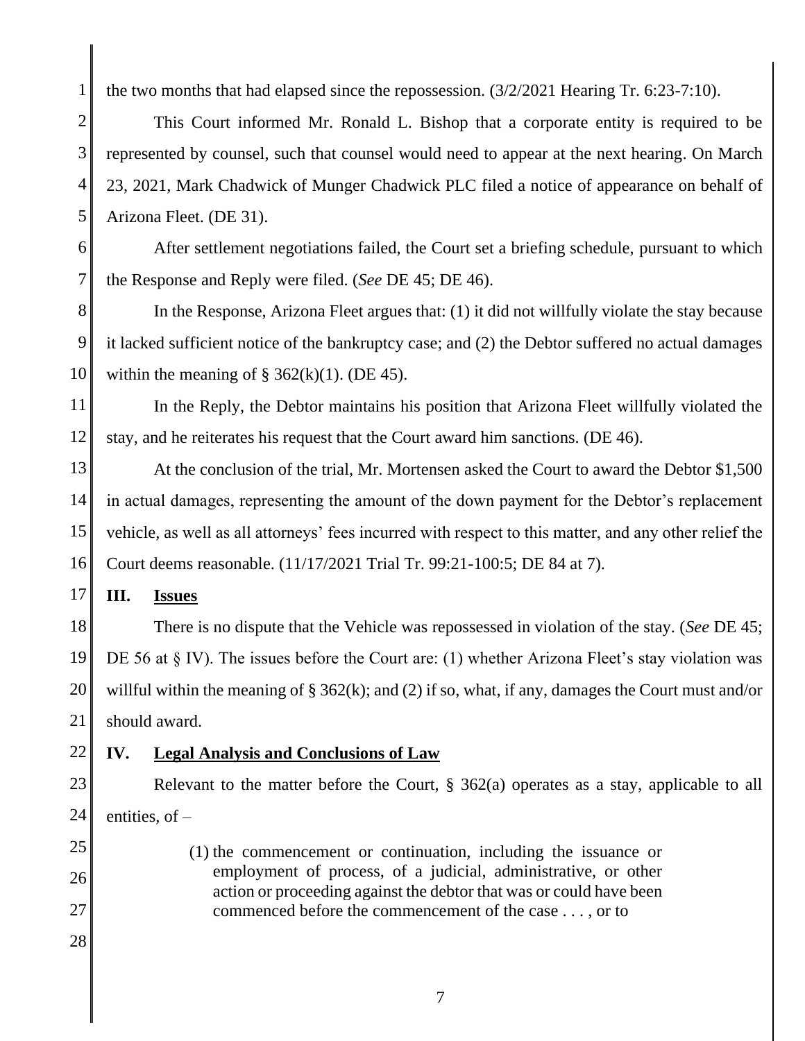the two months that had elapsed since the repossession. (3/2/2021 Hearing Tr. 6:23-7:10).

This Court informed Mr. Ronald L. Bishop that a corporate entity is required to be represented by counsel, such that counsel would need to appear at the next hearing. On March 23, 2021, Mark Chadwick of Munger Chadwick PLC filed a notice of appearance on behalf of Arizona Fleet. (DE 31).

After settlement negotiations failed, the Court set a briefing schedule, pursuant to which the Response and Reply were filed. (*See* DE 45; DE 46).

In the Response, Arizona Fleet argues that: (1) it did not willfully violate the stay because it lacked sufficient notice of the bankruptcy case; and (2) the Debtor suffered no actual damages within the meaning of § 362(k)(1). (DE 45).

In the Reply, the Debtor maintains his position that Arizona Fleet willfully violated the stay, and he reiterates his request that the Court award him sanctions. (DE 46).

At the conclusion of the trial, Mr. Mortensen asked the Court to award the Debtor $1,500 in actual damages, representing the amount of the down payment for the Debtor's replacement vehicle, as well as all attorneys' fees incurred with respect to this matter, and any other relief the Court deems reasonable. (11/17/2021 Trial Tr. 99:21-100:5; DE 84 at 7).

## III. Issues

There is no dispute that the Vehicle was repossessed in violation of the stay. (*See* DE 45; DE 56 at § IV). The issues before the Court are: (1) whether Arizona Fleet's stay violation was willful within the meaning of § 362(k); and (2) if so, what, if any, damages the Court must and/or should award.

## IV. Legal Analysis and Conclusions of Law

Relevant to the matter before the Court, § 362(a) operates as a stay, applicable to all entities, of –

> (1) the commencement or continuation, including the issuance or employment of process, of a judicial, administrative, or other action or proceeding against the debtor that was or could have been commenced before the commencement of the case . . . , or to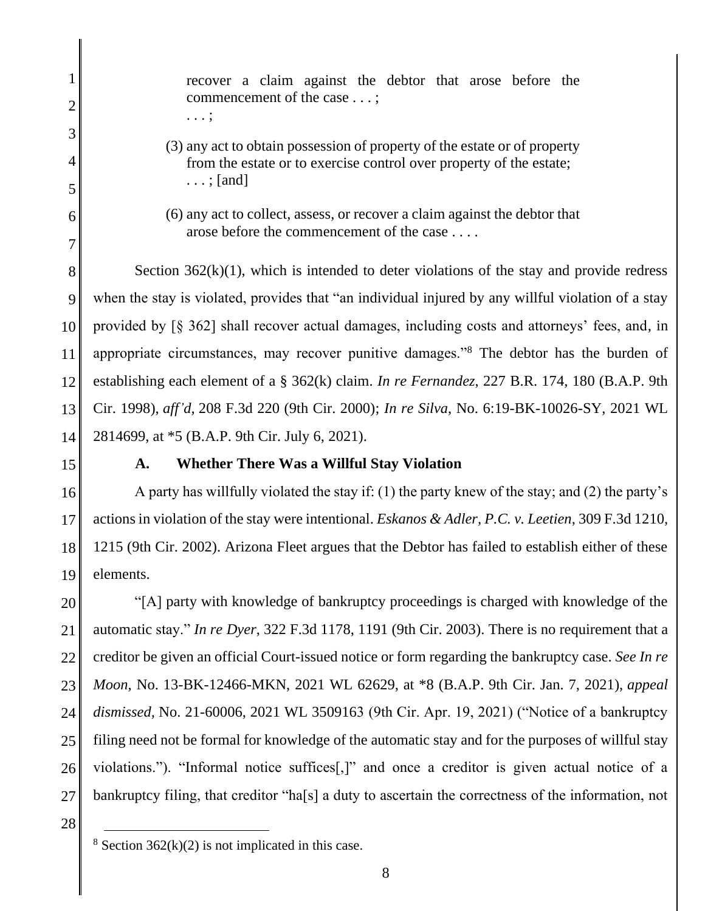> recover a claim against the debtor that arose before the commencement of the case . . . ;
>
> . . . ;
>
> (3) any act to obtain possession of property of the estate or of property from the estate or to exercise control over property of the estate; . . . ; [and]
>
> (6) any act to collect, assess, or recover a claim against the debtor that arose before the commencement of the case . . . .

Section 362(k)(1), which is intended to deter violations of the stay and provide redress when the stay is violated, provides that "an individual injured by any willful violation of a stay provided by [§ 362] shall recover actual damages, including costs and attorneys' fees, and, in appropriate circumstances, may recover punitive damages."[8] The debtor has the burden of establishing each element of a § 362(k) claim. *In re Fernandez*, 227 B.R. 174, 180 (B.A.P. 9th Cir. 1998), *aff'd*, 208 F.3d 220 (9th Cir. 2000); *In re Silva*, No. 6:19-BK-10026-SY, 2021 WL 2814699, at *5 (B.A.P. 9th Cir. July 6, 2021).

### A. Whether There Was a Willful Stay Violation

A party has willfully violated the stay if: (1) the party knew of the stay; and (2) the party's actions in violation of the stay were intentional. *Eskanos & Adler, P.C. v. Leetien*, 309 F.3d 1210, 1215 (9th Cir. 2002). Arizona Fleet argues that the Debtor has failed to establish either of these elements.

"[A] party with knowledge of bankruptcy proceedings is charged with knowledge of the automatic stay." *In re Dyer*, 322 F.3d 1178, 1191 (9th Cir. 2003). There is no requirement that a creditor be given an official Court-issued notice or form regarding the bankruptcy case. *See In re Moon*, No. 13-BK-12466-MKN, 2021 WL 62629, at *8 (B.A.P. 9th Cir. Jan. 7, 2021), *appeal dismissed*, No. 21-60006, 2021 WL 3509163 (9th Cir. Apr. 19, 2021) ("Notice of a bankruptcy filing need not be formal for knowledge of the automatic stay and for the purposes of willful stay violations."). "Informal notice suffices[,]" and once a creditor is given actual notice of a bankruptcy filing, that creditor "ha[s] a duty to ascertain the correctness of the information, not

---

[8] Section 362(k)(2) is not implicated in this case.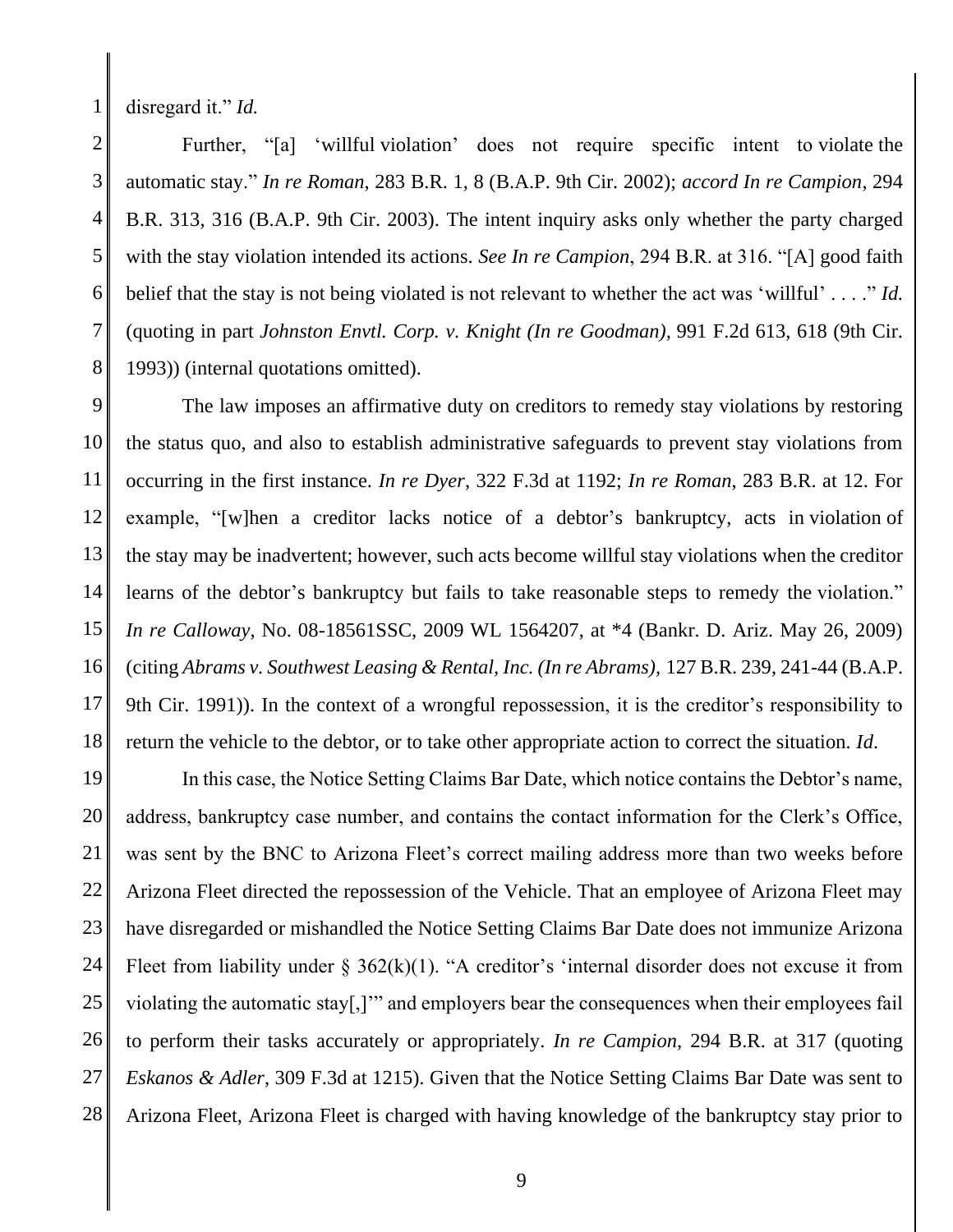disregard it." *Id.*

Further, "[a] 'willful violation' does not require specific intent to violate the automatic stay." *In re Roman*, 283 B.R. 1, 8 (B.A.P. 9th Cir. 2002); *accord In re Campion*, 294 B.R. 313, 316 (B.A.P. 9th Cir. 2003). The intent inquiry asks only whether the party charged with the stay violation intended its actions. *See In re Campion*, 294 B.R. at 316. "[A] good faith belief that the stay is not being violated is not relevant to whether the act was 'willful' . . . ." *Id.* (quoting in part *Johnston Envtl. Corp. v. Knight (In re Goodman)*, 991 F.2d 613, 618 (9th Cir. 1993)) (internal quotations omitted).

The law imposes an affirmative duty on creditors to remedy stay violations by restoring the status quo, and also to establish administrative safeguards to prevent stay violations from occurring in the first instance. *In re Dyer*, 322 F.3d at 1192; *In re Roman*, 283 B.R. at 12. For example, "[w]hen a creditor lacks notice of a debtor's bankruptcy, acts in violation of the stay may be inadvertent; however, such acts become willful stay violations when the creditor learns of the debtor's bankruptcy but fails to take reasonable steps to remedy the violation." *In re Calloway*, No. 08-18561SSC, 2009 WL 1564207, at *4 (Bankr. D. Ariz. May 26, 2009) (citing *Abrams v. Southwest Leasing & Rental, Inc. (In re Abrams)*, 127 B.R. 239, 241-44 (B.A.P. 9th Cir. 1991)). In the context of a wrongful repossession, it is the creditor's responsibility to return the vehicle to the debtor, or to take other appropriate action to correct the situation. *Id*.

In this case, the Notice Setting Claims Bar Date, which notice contains the Debtor's name, address, bankruptcy case number, and contains the contact information for the Clerk's Office, was sent by the BNC to Arizona Fleet's correct mailing address more than two weeks before Arizona Fleet directed the repossession of the Vehicle. That an employee of Arizona Fleet may have disregarded or mishandled the Notice Setting Claims Bar Date does not immunize Arizona Fleet from liability under § 362(k)(1). "A creditor's 'internal disorder does not excuse it from violating the automatic stay[,]'" and employers bear the consequences when their employees fail to perform their tasks accurately or appropriately. *In re Campion*, 294 B.R. at 317 (quoting *Eskanos & Adler*, 309 F.3d at 1215). Given that the Notice Setting Claims Bar Date was sent to Arizona Fleet, Arizona Fleet is charged with having knowledge of the bankruptcy stay prior to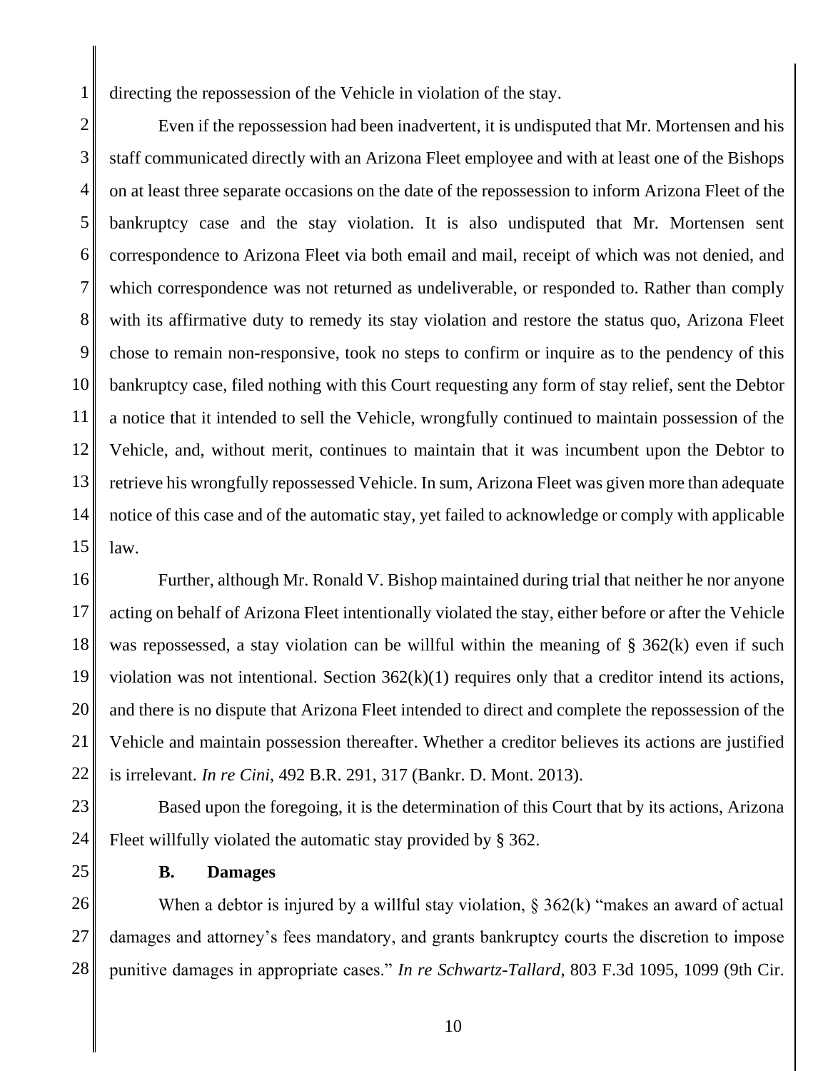directing the repossession of the Vehicle in violation of the stay.

Even if the repossession had been inadvertent, it is undisputed that Mr. Mortensen and his staff communicated directly with an Arizona Fleet employee and with at least one of the Bishops on at least three separate occasions on the date of the repossession to inform Arizona Fleet of the bankruptcy case and the stay violation. It is also undisputed that Mr. Mortensen sent correspondence to Arizona Fleet via both email and mail, receipt of which was not denied, and which correspondence was not returned as undeliverable, or responded to. Rather than comply with its affirmative duty to remedy its stay violation and restore the status quo, Arizona Fleet chose to remain non-responsive, took no steps to confirm or inquire as to the pendency of this bankruptcy case, filed nothing with this Court requesting any form of stay relief, sent the Debtor a notice that it intended to sell the Vehicle, wrongfully continued to maintain possession of the Vehicle, and, without merit, continues to maintain that it was incumbent upon the Debtor to retrieve his wrongfully repossessed Vehicle. In sum, Arizona Fleet was given more than adequate notice of this case and of the automatic stay, yet failed to acknowledge or comply with applicable law.

Further, although Mr. Ronald V. Bishop maintained during trial that neither he nor anyone acting on behalf of Arizona Fleet intentionally violated the stay, either before or after the Vehicle was repossessed, a stay violation can be willful within the meaning of § 362(k) even if such violation was not intentional. Section 362(k)(1) requires only that a creditor intend its actions, and there is no dispute that Arizona Fleet intended to direct and complete the repossession of the Vehicle and maintain possession thereafter. Whether a creditor believes its actions are justified is irrelevant. *In re Cini*, 492 B.R. 291, 317 (Bankr. D. Mont. 2013).

Based upon the foregoing, it is the determination of this Court that by its actions, Arizona Fleet willfully violated the automatic stay provided by § 362.

**B. Damages**

When a debtor is injured by a willful stay violation, § 362(k) "makes an award of actual damages and attorney's fees mandatory, and grants bankruptcy courts the discretion to impose punitive damages in appropriate cases." *In re Schwartz-Tallard*, 803 F.3d 1095, 1099 (9th Cir.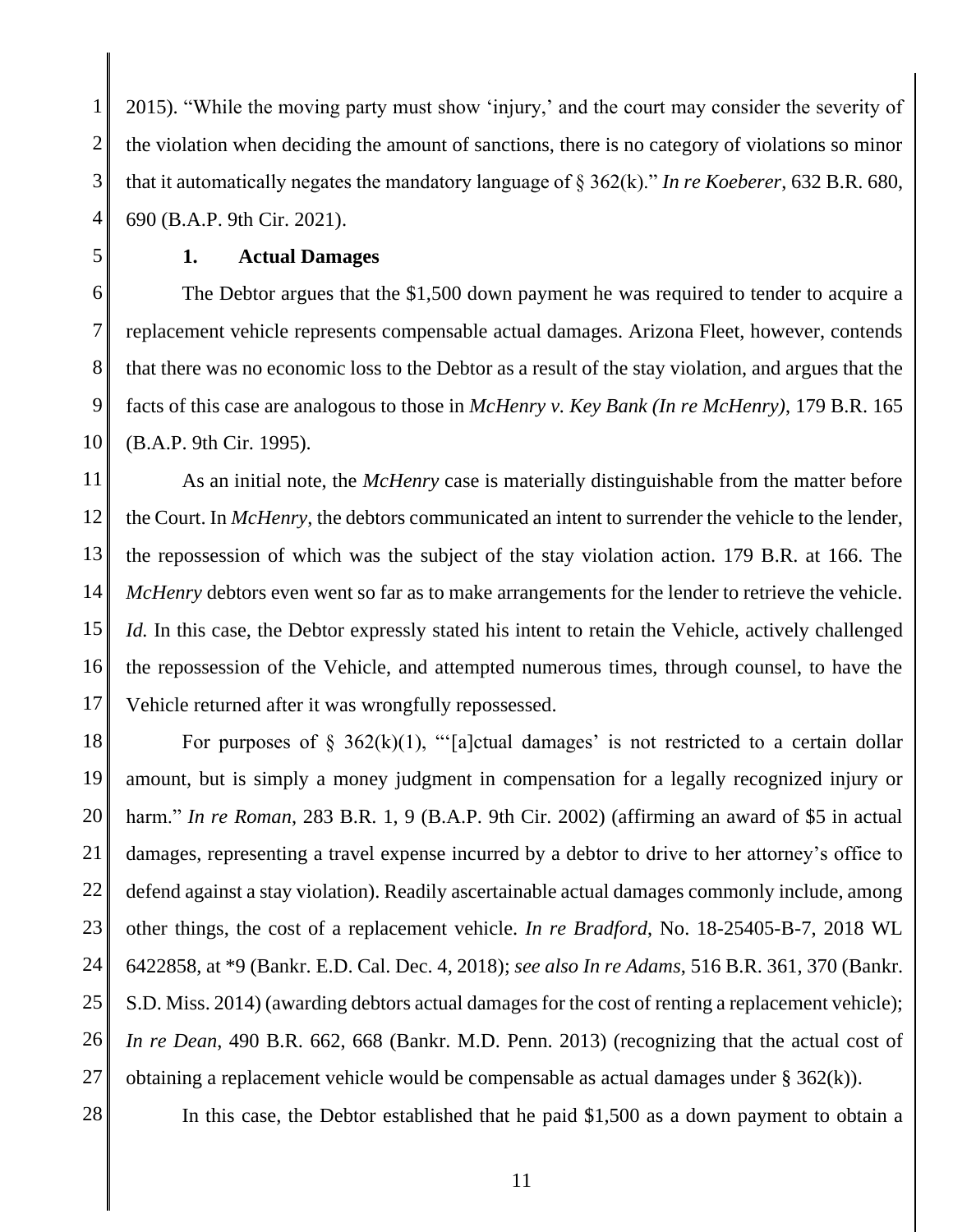2015). "While the moving party must show 'injury,' and the court may consider the severity of the violation when deciding the amount of sanctions, there is no category of violations so minor that it automatically negates the mandatory language of § 362(k)." *In re Koeberer*, 632 B.R. 680, 690 (B.A.P. 9th Cir. 2021).

### 1. Actual Damages

The Debtor argues that the $1,500 down payment he was required to tender to acquire a replacement vehicle represents compensable actual damages. Arizona Fleet, however, contends that there was no economic loss to the Debtor as a result of the stay violation, and argues that the facts of this case are analogous to those in *McHenry v. Key Bank (In re McHenry)*, 179 B.R. 165 (B.A.P. 9th Cir. 1995).

As an initial note, the *McHenry* case is materially distinguishable from the matter before the Court. In *McHenry*, the debtors communicated an intent to surrender the vehicle to the lender, the repossession of which was the subject of the stay violation action. 179 B.R. at 166. The *McHenry* debtors even went so far as to make arrangements for the lender to retrieve the vehicle. *Id.* In this case, the Debtor expressly stated his intent to retain the Vehicle, actively challenged the repossession of the Vehicle, and attempted numerous times, through counsel, to have the Vehicle returned after it was wrongfully repossessed.

For purposes of § 362(k)(1), "'[a]ctual damages' is not restricted to a certain dollar amount, but is simply a money judgment in compensation for a legally recognized injury or harm." *In re Roman*, 283 B.R. 1, 9 (B.A.P. 9th Cir. 2002) (affirming an award of $5 in actual damages, representing a travel expense incurred by a debtor to drive to her attorney's office to defend against a stay violation). Readily ascertainable actual damages commonly include, among other things, the cost of a replacement vehicle. *In re Bradford*, No. 18-25405-B-7, 2018 WL 6422858, at *9 (Bankr. E.D. Cal. Dec. 4, 2018); *see also In re Adams*, 516 B.R. 361, 370 (Bankr. S.D. Miss. 2014) (awarding debtors actual damages for the cost of renting a replacement vehicle); *In re Dean*, 490 B.R. 662, 668 (Bankr. M.D. Penn. 2013) (recognizing that the actual cost of obtaining a replacement vehicle would be compensable as actual damages under § 362(k)).

In this case, the Debtor established that he paid $1,500 as a down payment to obtain a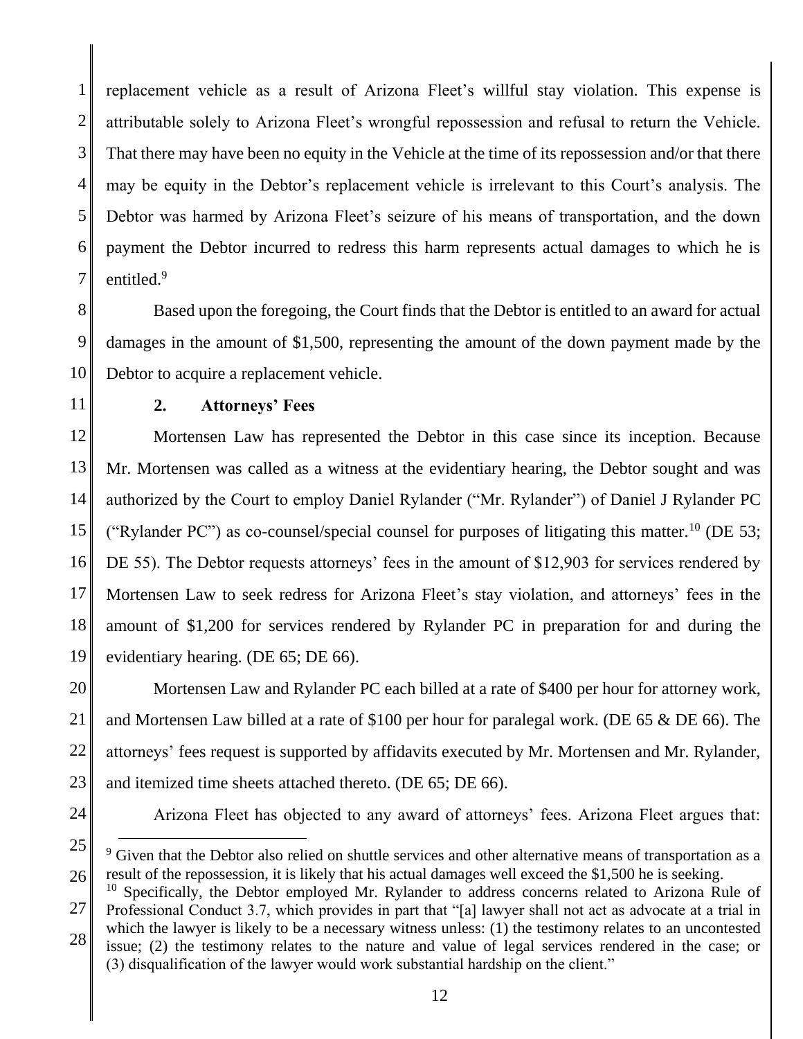replacement vehicle as a result of Arizona Fleet's willful stay violation. This expense is attributable solely to Arizona Fleet's wrongful repossession and refusal to return the Vehicle. That there may have been no equity in the Vehicle at the time of its repossession and/or that there may be equity in the Debtor's replacement vehicle is irrelevant to this Court's analysis. The Debtor was harmed by Arizona Fleet's seizure of his means of transportation, and the down payment the Debtor incurred to redress this harm represents actual damages to which he is entitled.[9]

Based upon the foregoing, the Court finds that the Debtor is entitled to an award for actual damages in the amount of $1,500, representing the amount of the down payment made by the Debtor to acquire a replacement vehicle.

**2. Attorneys' Fees**

Mortensen Law has represented the Debtor in this case since its inception. Because Mr. Mortensen was called as a witness at the evidentiary hearing, the Debtor sought and was authorized by the Court to employ Daniel Rylander ("Mr. Rylander") of Daniel J Rylander PC ("Rylander PC") as co-counsel/special counsel for purposes of litigating this matter.[10] (DE 53; DE 55). The Debtor requests attorneys' fees in the amount of $12,903 for services rendered by Mortensen Law to seek redress for Arizona Fleet's stay violation, and attorneys' fees in the amount of $1,200 for services rendered by Rylander PC in preparation for and during the evidentiary hearing. (DE 65; DE 66).

Mortensen Law and Rylander PC each billed at a rate of $400 per hour for attorney work, and Mortensen Law billed at a rate of $100 per hour for paralegal work. (DE 65 & DE 66). The attorneys' fees request is supported by affidavits executed by Mr. Mortensen and Mr. Rylander, and itemized time sheets attached thereto. (DE 65; DE 66).

Arizona Fleet has objected to any award of attorneys' fees. Arizona Fleet argues that:

---

[9] Given that the Debtor also relied on shuttle services and other alternative means of transportation as a result of the repossession, it is likely that his actual damages well exceed the $1,500 he is seeking.

[10] Specifically, the Debtor employed Mr. Rylander to address concerns related to Arizona Rule of Professional Conduct 3.7, which provides in part that "[a] lawyer shall not act as advocate at a trial in which the lawyer is likely to be a necessary witness unless: (1) the testimony relates to an uncontested issue; (2) the testimony relates to the nature and value of legal services rendered in the case; or (3) disqualification of the lawyer would work substantial hardship on the client."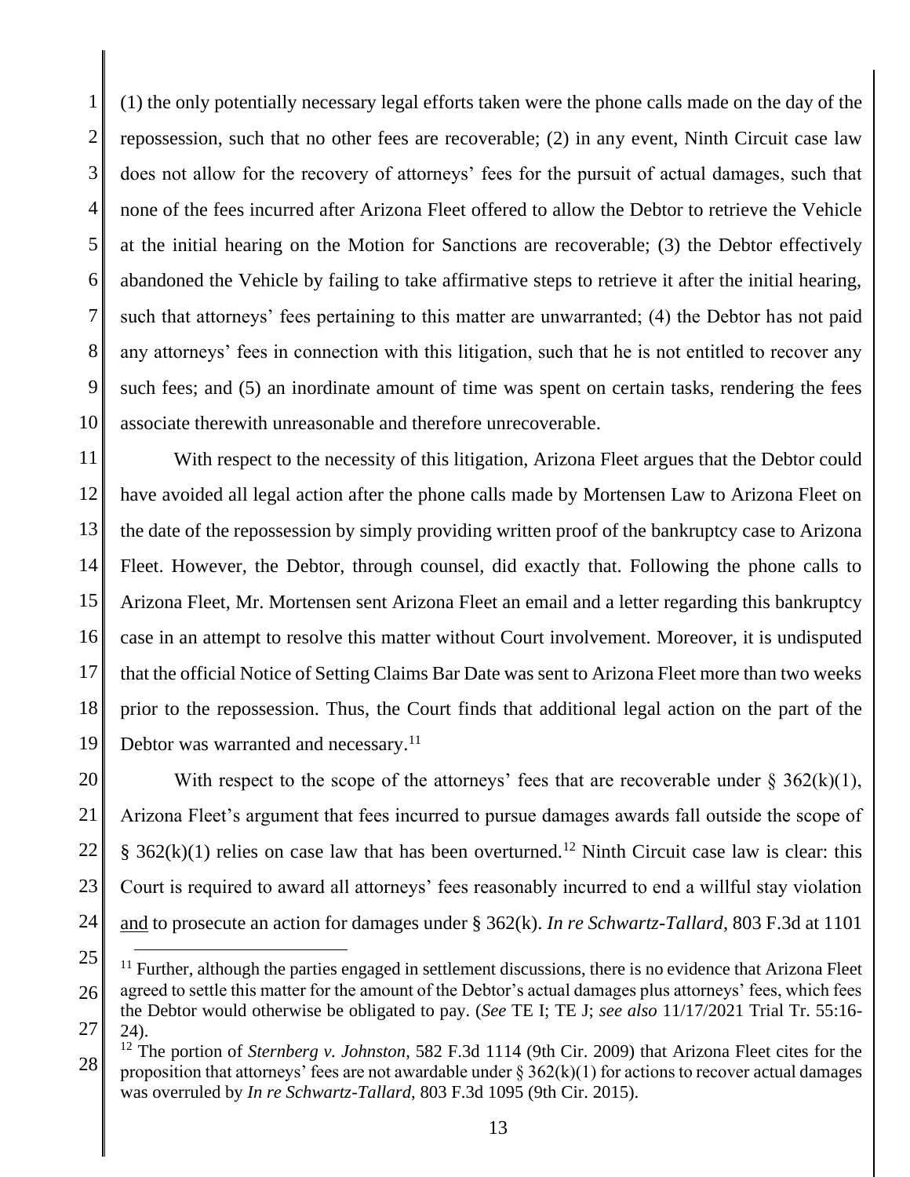(1) the only potentially necessary legal efforts taken were the phone calls made on the day of the repossession, such that no other fees are recoverable; (2) in any event, Ninth Circuit case law does not allow for the recovery of attorneys' fees for the pursuit of actual damages, such that none of the fees incurred after Arizona Fleet offered to allow the Debtor to retrieve the Vehicle at the initial hearing on the Motion for Sanctions are recoverable; (3) the Debtor effectively abandoned the Vehicle by failing to take affirmative steps to retrieve it after the initial hearing, such that attorneys' fees pertaining to this matter are unwarranted; (4) the Debtor has not paid any attorneys' fees in connection with this litigation, such that he is not entitled to recover any such fees; and (5) an inordinate amount of time was spent on certain tasks, rendering the fees associate therewith unreasonable and therefore unrecoverable.

With respect to the necessity of this litigation, Arizona Fleet argues that the Debtor could have avoided all legal action after the phone calls made by Mortensen Law to Arizona Fleet on the date of the repossession by simply providing written proof of the bankruptcy case to Arizona Fleet. However, the Debtor, through counsel, did exactly that. Following the phone calls to Arizona Fleet, Mr. Mortensen sent Arizona Fleet an email and a letter regarding this bankruptcy case in an attempt to resolve this matter without Court involvement. Moreover, it is undisputed that the official Notice of Setting Claims Bar Date was sent to Arizona Fleet more than two weeks prior to the repossession. Thus, the Court finds that additional legal action on the part of the Debtor was warranted and necessary.[11]

With respect to the scope of the attorneys' fees that are recoverable under § 362(k)(1), Arizona Fleet's argument that fees incurred to pursue damages awards fall outside the scope of § 362(k)(1) relies on case law that has been overturned.[12] Ninth Circuit case law is clear: this Court is required to award all attorneys' fees reasonably incurred to end a willful stay violation <u>and</u> to prosecute an action for damages under § 362(k). *In re Schwartz-Tallard*, 803 F.3d at 1101

---

[11] Further, although the parties engaged in settlement discussions, there is no evidence that Arizona Fleet agreed to settle this matter for the amount of the Debtor's actual damages plus attorneys' fees, which fees the Debtor would otherwise be obligated to pay. (*See* TE I; TE J; *see also* 11/17/2021 Trial Tr. 55:16-24).

[12] The portion of *Sternberg v. Johnston*, 582 F.3d 1114 (9th Cir. 2009) that Arizona Fleet cites for the proposition that attorneys' fees are not awardable under § 362(k)(1) for actions to recover actual damages was overruled by *In re Schwartz-Tallard*, 803 F.3d 1095 (9th Cir. 2015).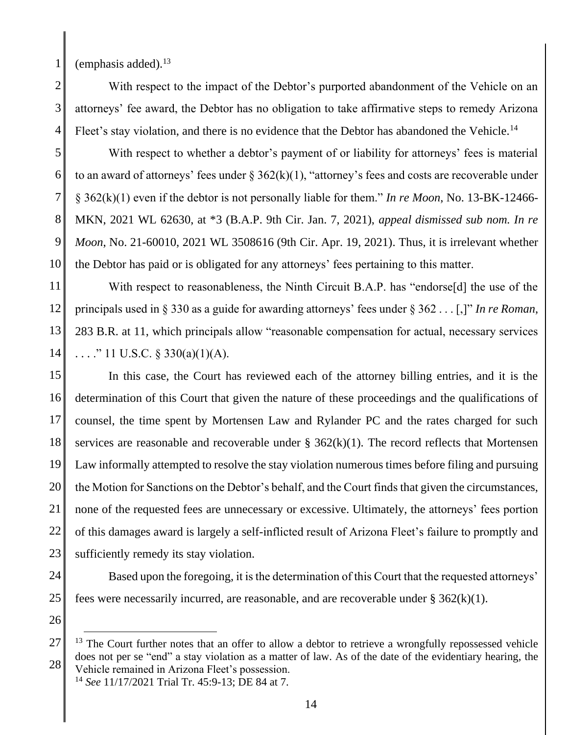(emphasis added).[13]

With respect to the impact of the Debtor's purported abandonment of the Vehicle on an attorneys' fee award, the Debtor has no obligation to take affirmative steps to remedy Arizona Fleet's stay violation, and there is no evidence that the Debtor has abandoned the Vehicle.[14]

With respect to whether a debtor's payment of or liability for attorneys' fees is material to an award of attorneys' fees under § 362(k)(1), "attorney's fees and costs are recoverable under § 362(k)(1) even if the debtor is not personally liable for them." *In re Moon*, No. 13-BK-12466-MKN, 2021 WL 62630, at *3 (B.A.P. 9th Cir. Jan. 7, 2021), *appeal dismissed sub nom. In re Moon*, No. 21-60010, 2021 WL 3508616 (9th Cir. Apr. 19, 2021). Thus, it is irrelevant whether the Debtor has paid or is obligated for any attorneys' fees pertaining to this matter.

With respect to reasonableness, the Ninth Circuit B.A.P. has "endorse[d] the use of the principals used in § 330 as a guide for awarding attorneys' fees under § 362 . . . [,]" *In re Roman*, 283 B.R. at 11, which principals allow "reasonable compensation for actual, necessary services . . . ." 11 U.S.C. § 330(a)(1)(A).

In this case, the Court has reviewed each of the attorney billing entries, and it is the determination of this Court that given the nature of these proceedings and the qualifications of counsel, the time spent by Mortensen Law and Rylander PC and the rates charged for such services are reasonable and recoverable under § 362(k)(1). The record reflects that Mortensen Law informally attempted to resolve the stay violation numerous times before filing and pursuing the Motion for Sanctions on the Debtor's behalf, and the Court finds that given the circumstances, none of the requested fees are unnecessary or excessive. Ultimately, the attorneys' fees portion of this damages award is largely a self-inflicted result of Arizona Fleet's failure to promptly and sufficiently remedy its stay violation.

Based upon the foregoing, it is the determination of this Court that the requested attorneys' fees were necessarily incurred, are reasonable, and are recoverable under § 362(k)(1).

---

[13] The Court further notes that an offer to allow a debtor to retrieve a wrongfully repossessed vehicle does not per se "end" a stay violation as a matter of law. As of the date of the evidentiary hearing, the Vehicle remained in Arizona Fleet's possession.

[14] *See* 11/17/2021 Trial Tr. 45:9-13; DE 84 at 7.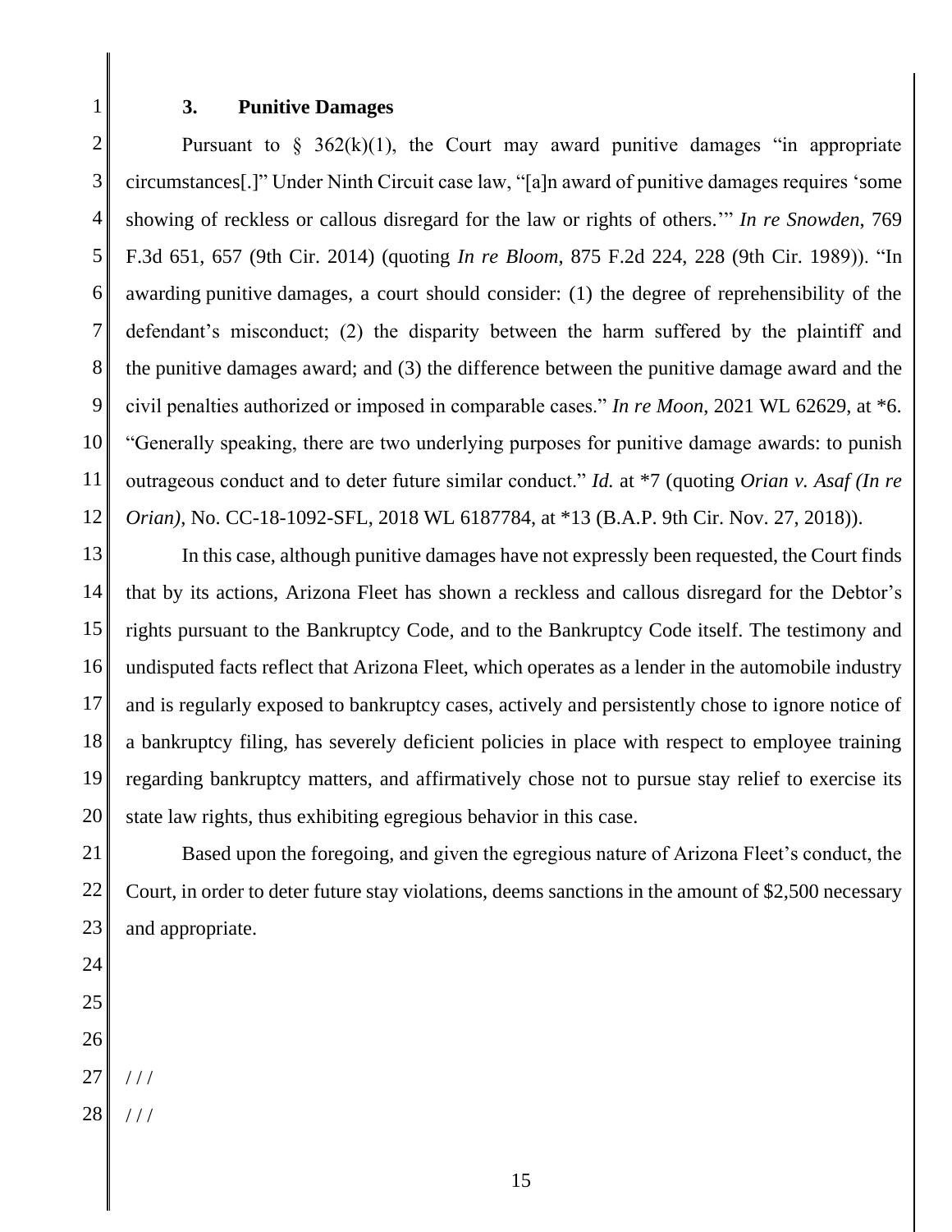### 3. Punitive Damages

Pursuant to § 362(k)(1), the Court may award punitive damages "in appropriate circumstances[.]" Under Ninth Circuit case law, "[a]n award of punitive damages requires 'some showing of reckless or callous disregard for the law or rights of others.'" *In re Snowden*, 769 F.3d 651, 657 (9th Cir. 2014) (quoting *In re Bloom*, 875 F.2d 224, 228 (9th Cir. 1989)). "In awarding punitive damages, a court should consider: (1) the degree of reprehensibility of the defendant's misconduct; (2) the disparity between the harm suffered by the plaintiff and the punitive damages award; and (3) the difference between the punitive damage award and the civil penalties authorized or imposed in comparable cases." *In re Moon*, 2021 WL 62629, at *6. "Generally speaking, there are two underlying purposes for punitive damage awards: to punish outrageous conduct and to deter future similar conduct." *Id.* at *7 (quoting *Orian v. Asaf (In re Orian)*, No. CC-18-1092-SFL, 2018 WL 6187784, at *13 (B.A.P. 9th Cir. Nov. 27, 2018)).

In this case, although punitive damages have not expressly been requested, the Court finds that by its actions, Arizona Fleet has shown a reckless and callous disregard for the Debtor's rights pursuant to the Bankruptcy Code, and to the Bankruptcy Code itself. The testimony and undisputed facts reflect that Arizona Fleet, which operates as a lender in the automobile industry and is regularly exposed to bankruptcy cases, actively and persistently chose to ignore notice of a bankruptcy filing, has severely deficient policies in place with respect to employee training regarding bankruptcy matters, and affirmatively chose not to pursue stay relief to exercise its state law rights, thus exhibiting egregious behavior in this case.

Based upon the foregoing, and given the egregious nature of Arizona Fleet's conduct, the Court, in order to deter future stay violations, deems sanctions in the amount of $2,500 necessary and appropriate.

/ / /

/ / /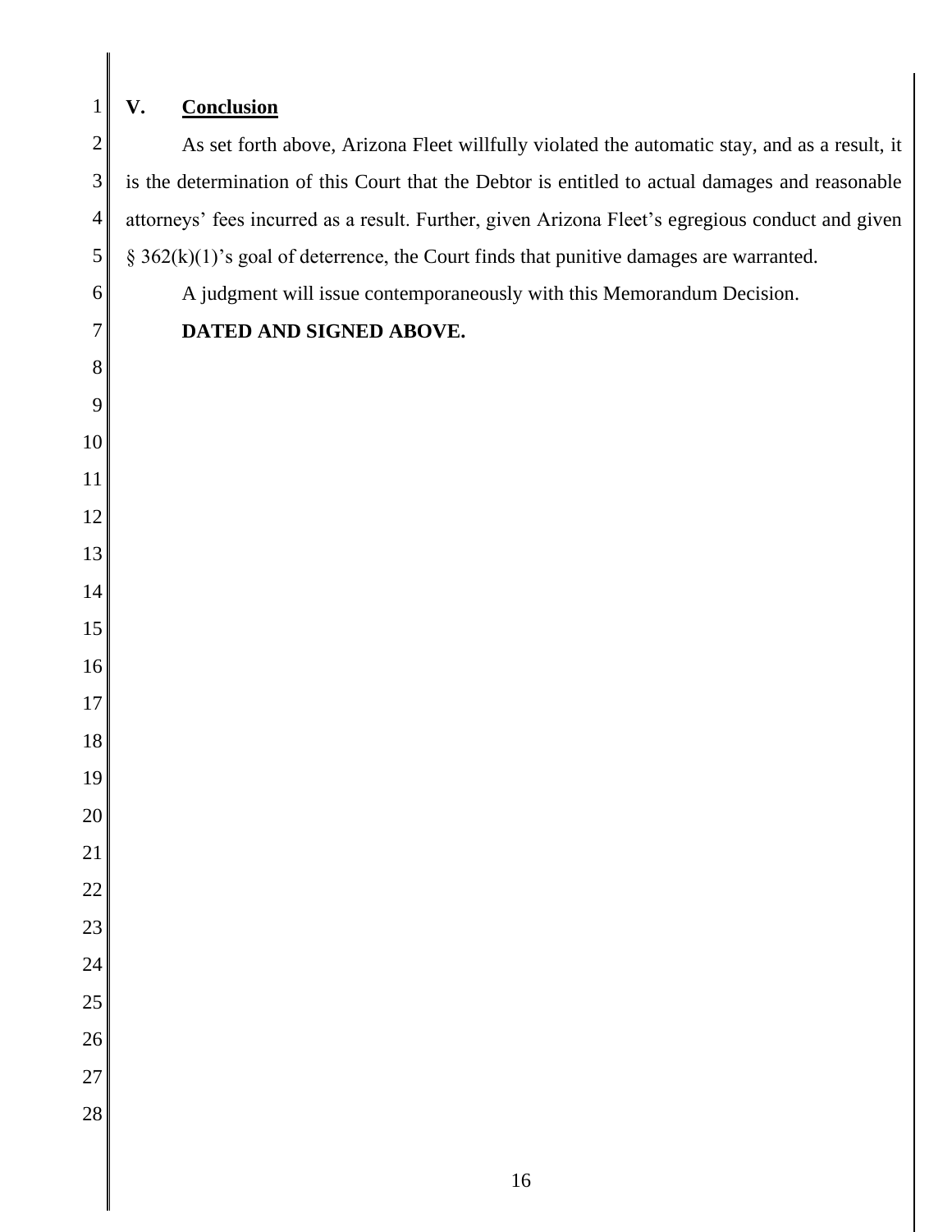## V. **Conclusion**

As set forth above, Arizona Fleet willfully violated the automatic stay, and as a result, it is the determination of this Court that the Debtor is entitled to actual damages and reasonable attorneys' fees incurred as a result. Further, given Arizona Fleet's egregious conduct and given § 362(k)(1)'s goal of deterrence, the Court finds that punitive damages are warranted.

A judgment will issue contemporaneously with this Memorandum Decision.

**DATED AND SIGNED ABOVE.**